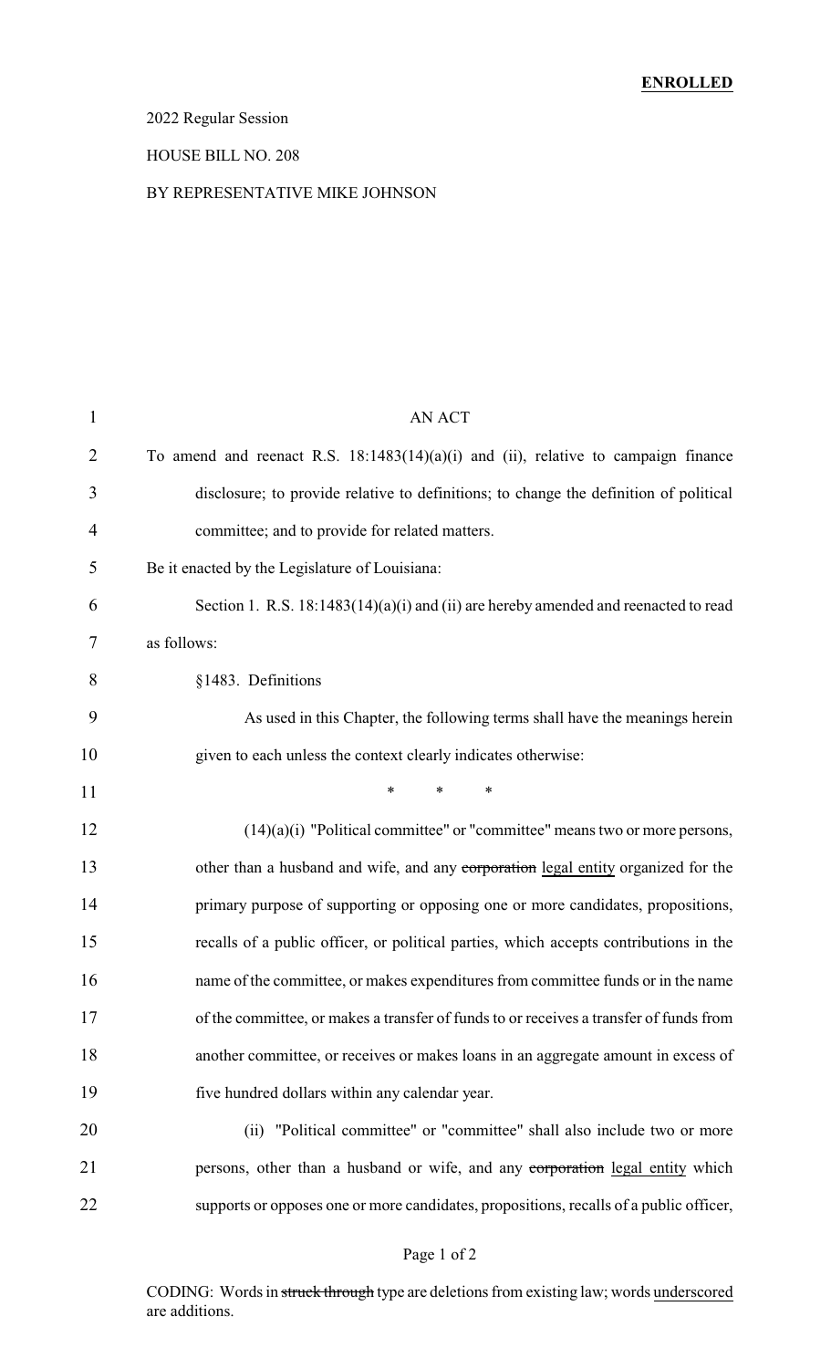**ENROLLED**

2022 Regular Session

HOUSE BILL NO. 208

BY REPRESENTATIVE MIKE JOHNSON

AN ACT

To amend and reenact R.S. 18:1483(14)(a)(i) and (ii), relative to campaign finance disclosure; to provide relative to definitions; to change the definition of political committee; and to provide for related matters.

Be it enacted by the Legislature of Louisiana:

Section 1. R.S. 18:1483(14)(a)(i) and (ii) are hereby amended and reenacted to read as follows:

§1483. Definitions

As used in this Chapter, the following terms shall have the meanings herein given to each unless the context clearly indicates otherwise:

\* \* \*

(14)(a)(i) "Political committee" or "committee" means two or more persons, other than a husband and wife, and any ~~corporation~~ <u>legal entity</u> organized for the primary purpose of supporting or opposing one or more candidates, propositions, recalls of a public officer, or political parties, which accepts contributions in the name of the committee, or makes expenditures from committee funds or in the name of the committee, or makes a transfer of funds to or receives a transfer of funds from another committee, or receives or makes loans in an aggregate amount in excess of five hundred dollars within any calendar year.

(ii) "Political committee" or "committee" shall also include two or more persons, other than a husband or wife, and any ~~corporation~~ <u>legal entity</u> which supports or opposes one or more candidates, propositions, recalls of a public officer,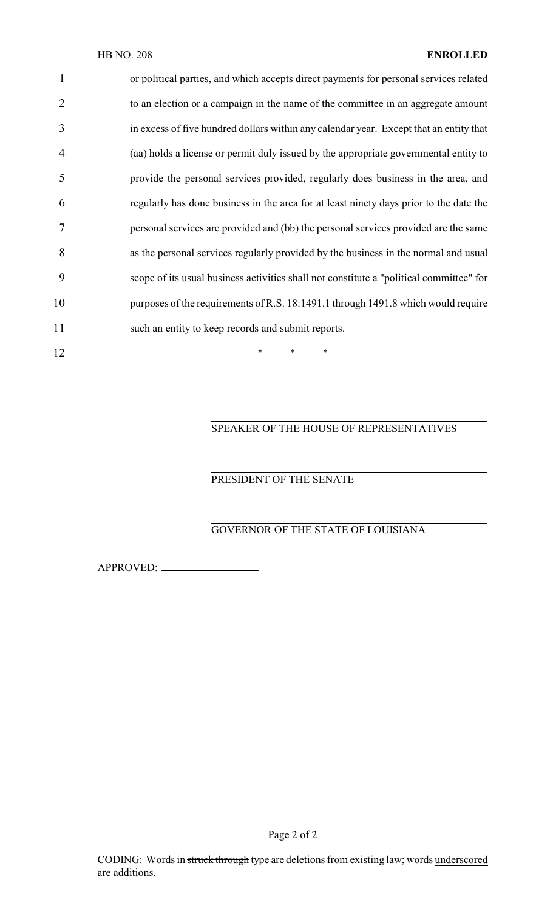or political parties, and which accepts direct payments for personal services related to an election or a campaign in the name of the committee in an aggregate amount in excess of five hundred dollars within any calendar year. Except that an entity that (aa) holds a license or permit duly issued by the appropriate governmental entity to provide the personal services provided, regularly does business in the area, and regularly has done business in the area for at least ninety days prior to the date the personal services are provided and (bb) the personal services provided are the same as the personal services regularly provided by the business in the normal and usual scope of its usual business activities shall not constitute a "political committee" for purposes of the requirements of R.S. 18:1491.1 through 1491.8 which would require such an entity to keep records and submit reports.

\* \* \*

SPEAKER OF THE HOUSE OF REPRESENTATIVES

PRESIDENT OF THE SENATE

GOVERNOR OF THE STATE OF LOUISIANA

APPROVED: \_\_\_\_\_\_\_\_\_\_\_\_\_\_\_\_\_\_

CODING: Words in ~~struck through~~ type are deletions from existing law; words underscored are additions.